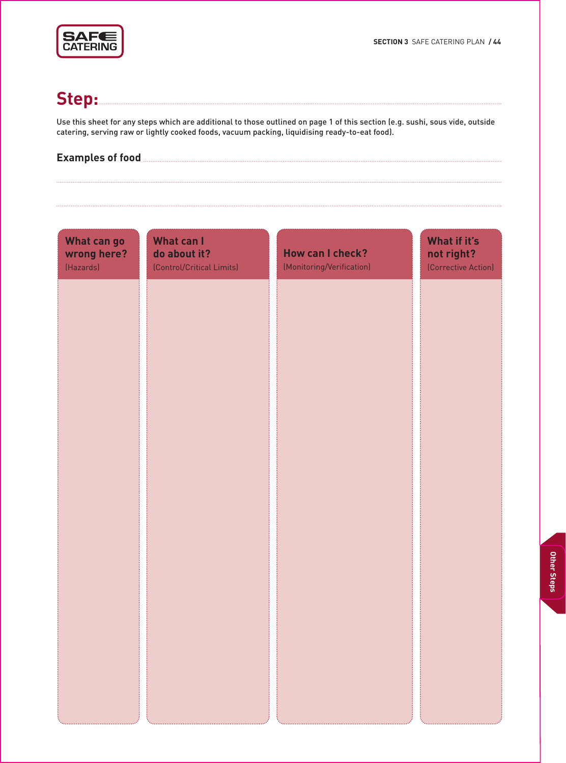# Step:

Use this sheet for any steps which are additional to those outlined on page 1 of this section (e.g. sushi, sous vide, outside catering, serving raw or lightly cooked foods, vacuum packing, liquidising ready-to-eat food).

**Examples of food**

| What can go wrong here? (Hazards) | What can I do about it? (Control/Critical Limits) | How can I check? (Monitoring/Verification) | What if it's not right? (Corrective Action) |
|---|---|---|---|
| | | | |

Other Steps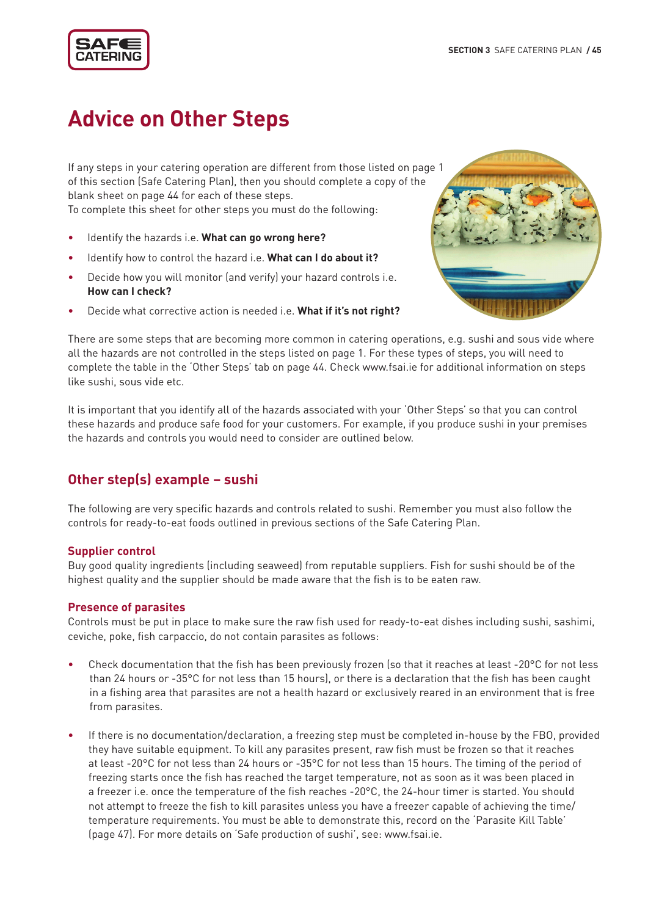# Advice on Other Steps

If any steps in your catering operation are different from those listed on page 1 of this section (Safe Catering Plan), then you should complete a copy of the blank sheet on page 44 for each of these steps.
To complete this sheet for other steps you must do the following:

- Identify the hazards i.e. **What can go wrong here?**
- Identify how to control the hazard i.e. **What can I do about it?**
- Decide how you will monitor (and verify) your hazard controls i.e. **How can I check?**
- Decide what corrective action is needed i.e. **What if it's not right?**

There are some steps that are becoming more common in catering operations, e.g. sushi and sous vide where all the hazards are not controlled in the steps listed on page 1. For these types of steps, you will need to complete the table in the 'Other Steps' tab on page 44. Check www.fsai.ie for additional information on steps like sushi, sous vide etc.

It is important that you identify all of the hazards associated with your 'Other Steps' so that you can control these hazards and produce safe food for your customers. For example, if you produce sushi in your premises the hazards and controls you would need to consider are outlined below.

## Other step(s) example – sushi

The following are very specific hazards and controls related to sushi. Remember you must also follow the controls for ready-to-eat foods outlined in previous sections of the Safe Catering Plan.

### Supplier control

Buy good quality ingredients (including seaweed) from reputable suppliers. Fish for sushi should be of the highest quality and the supplier should be made aware that the fish is to be eaten raw.

### Presence of parasites

Controls must be put in place to make sure the raw fish used for ready-to-eat dishes including sushi, sashimi, ceviche, poke, fish carpaccio, do not contain parasites as follows:

- Check documentation that the fish has been previously frozen (so that it reaches at least -20°C for not less than 24 hours or -35°C for not less than 15 hours), or there is a declaration that the fish has been caught in a fishing area that parasites are not a health hazard or exclusively reared in an environment that is free from parasites.
- If there is no documentation/declaration, a freezing step must be completed in-house by the FBO, provided they have suitable equipment. To kill any parasites present, raw fish must be frozen so that it reaches at least -20°C for not less than 24 hours or -35°C for not less than 15 hours. The timing of the period of freezing starts once the fish has reached the target temperature, not as soon as it was been placed in a freezer i.e. once the temperature of the fish reaches -20°C, the 24-hour timer is started. You should not attempt to freeze the fish to kill parasites unless you have a freezer capable of achieving the time/temperature requirements. You must be able to demonstrate this, record on the 'Parasite Kill Table' (page 47). For more details on 'Safe production of sushi', see: www.fsai.ie.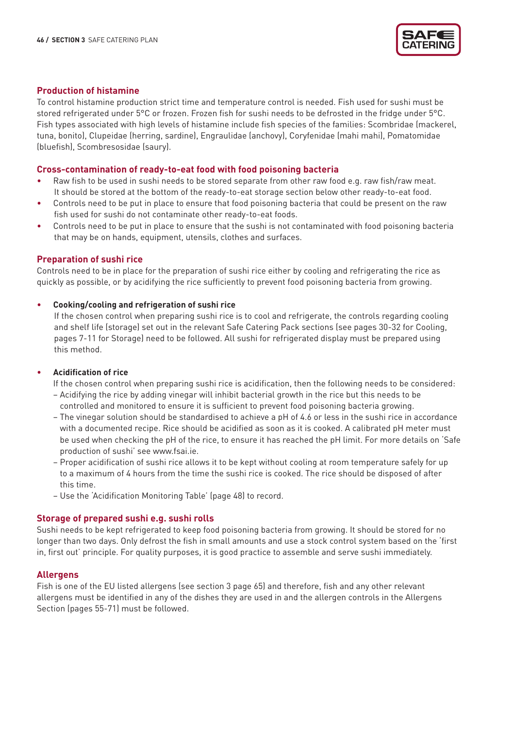## Production of histamine

To control histamine production strict time and temperature control is needed. Fish used for sushi must be stored refrigerated under 5°C or frozen. Frozen fish for sushi needs to be defrosted in the fridge under 5°C. Fish types associated with high levels of histamine include fish species of the families: Scombridae (mackerel, tuna, bonito), Clupeidae (herring, sardine), Engraulidae (anchovy), Coryfenidae (mahi mahi), Pomatomidae (bluefish), Scombresosidae (saury).

## Cross-contamination of ready-to-eat food with food poisoning bacteria

- Raw fish to be used in sushi needs to be stored separate from other raw food e.g. raw fish/raw meat. It should be stored at the bottom of the ready-to-eat storage section below other ready-to-eat food.
- Controls need to be put in place to ensure that food poisoning bacteria that could be present on the raw fish used for sushi do not contaminate other ready-to-eat foods.
- Controls need to be put in place to ensure that the sushi is not contaminated with food poisoning bacteria that may be on hands, equipment, utensils, clothes and surfaces.

## Preparation of sushi rice

Controls need to be in place for the preparation of sushi rice either by cooling and refrigerating the rice as quickly as possible, or by acidifying the rice sufficiently to prevent food poisoning bacteria from growing.

- **Cooking/cooling and refrigeration of sushi rice**

  If the chosen control when preparing sushi rice is to cool and refrigerate, the controls regarding cooling and shelf life (storage) set out in the relevant Safe Catering Pack sections (see pages 30-32 for Cooling, pages 7-11 for Storage) need to be followed. All sushi for refrigerated display must be prepared using this method.

- **Acidification of rice**

  If the chosen control when preparing sushi rice is acidification, then the following needs to be considered:
  - Acidifying the rice by adding vinegar will inhibit bacterial growth in the rice but this needs to be controlled and monitored to ensure it is sufficient to prevent food poisoning bacteria growing.
  - The vinegar solution should be standardised to achieve a pH of 4.6 or less in the sushi rice in accordance with a documented recipe. Rice should be acidified as soon as it is cooked. A calibrated pH meter must be used when checking the pH of the rice, to ensure it has reached the pH limit. For more details on 'Safe production of sushi' see www.fsai.ie.
  - Proper acidification of sushi rice allows it to be kept without cooling at room temperature safely for up to a maximum of 4 hours from the time the sushi rice is cooked. The rice should be disposed of after this time.
  - Use the 'Acidification Monitoring Table' (page 48) to record.

## Storage of prepared sushi e.g. sushi rolls

Sushi needs to be kept refrigerated to keep food poisoning bacteria from growing. It should be stored for no longer than two days. Only defrost the fish in small amounts and use a stock control system based on the 'first in, first out' principle. For quality purposes, it is good practice to assemble and serve sushi immediately.

## Allergens

Fish is one of the EU listed allergens (see section 3 page 65) and therefore, fish and any other relevant allergens must be identified in any of the dishes they are used in and the allergen controls in the Allergens Section (pages 55-71) must be followed.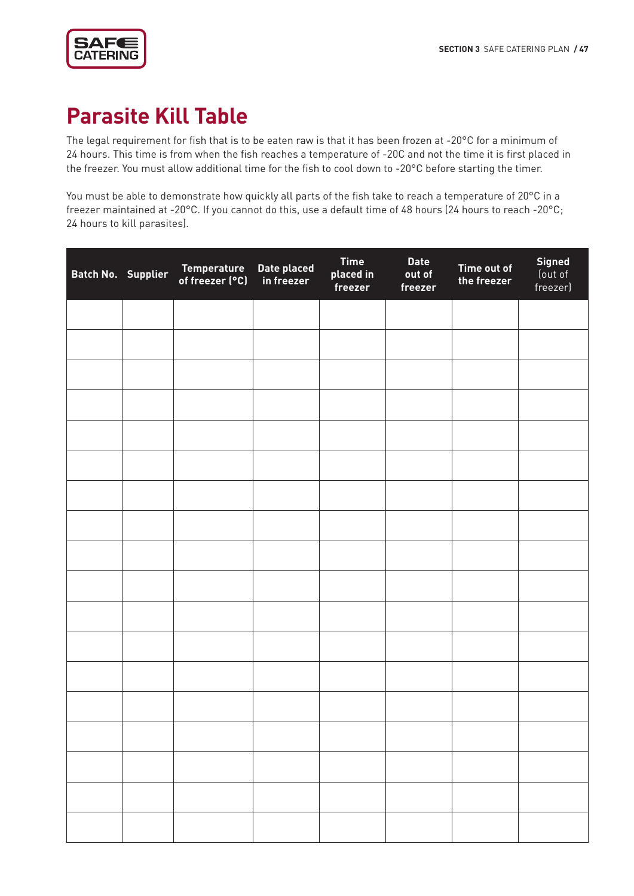# Parasite Kill Table

The legal requirement for fish that is to be eaten raw is that it has been frozen at -20°C for a minimum of 24 hours. This time is from when the fish reaches a temperature of -20C and not the time it is first placed in the freezer. You must allow additional time for the fish to cool down to -20°C before starting the timer.

You must be able to demonstrate how quickly all parts of the fish take to reach a temperature of 20°C in a freezer maintained at -20°C. If you cannot do this, use a default time of 48 hours (24 hours to reach -20°C; 24 hours to kill parasites).

| Batch No. | Supplier | Temperature of freezer (°C) | Date placed in freezer | Time placed in freezer | Date out of freezer | Time out of the freezer | Signed (out of freezer) |
|---|---|---|---|---|---|---|---|
| | | | | | | | |
| | | | | | | | |
| | | | | | | | |
| | | | | | | | |
| | | | | | | | |
| | | | | | | | |
| | | | | | | | |
| | | | | | | | |
| | | | | | | | |
| | | | | | | | |
| | | | | | | | |
| | | | | | | | |
| | | | | | | | |
| | | | | | | | |
| | | | | | | | |
| | | | | | | | |
| | | | | | | | |
| | | | | | | | |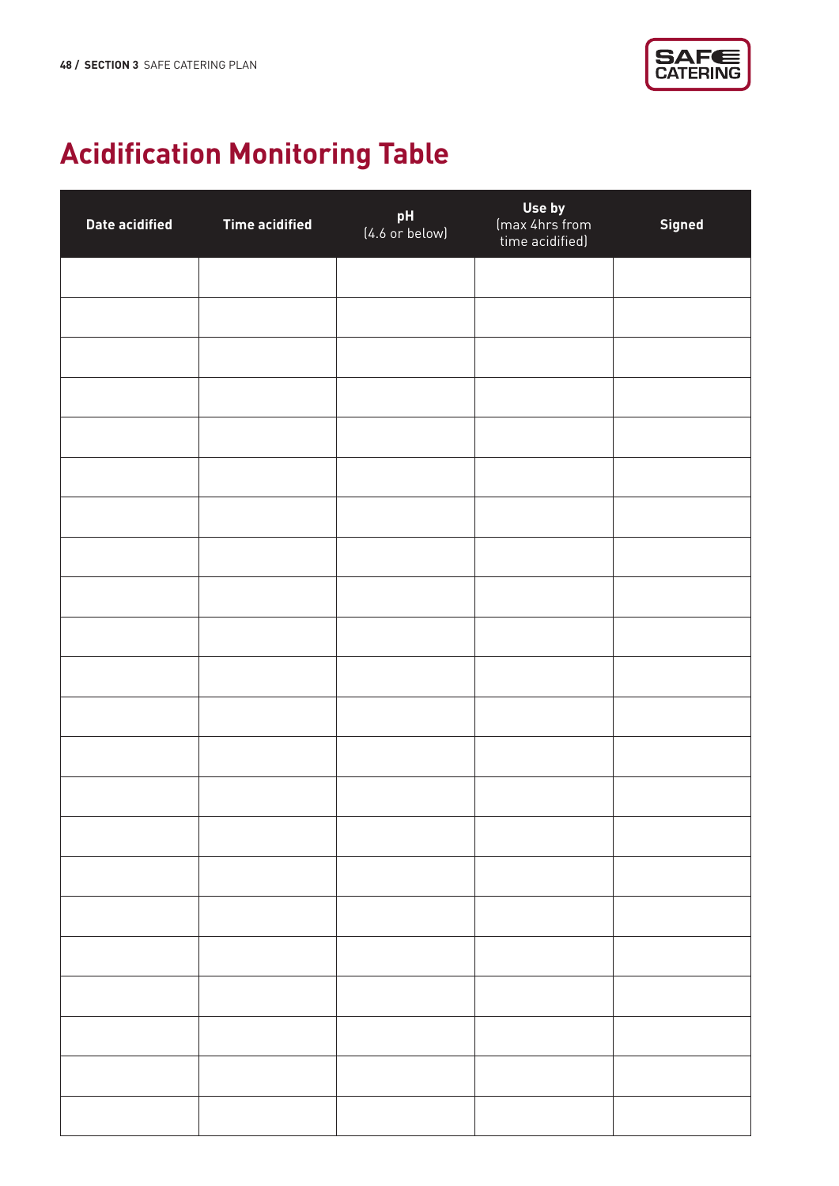## Acidification Monitoring Table

| Date acidified | Time acidified | pH (4.6 or below) | Use by (max 4hrs from time acidified) | Signed |
|---|---|---|---|---|
| | | | | |
| | | | | |
| | | | | |
| | | | | |
| | | | | |
| | | | | |
| | | | | |
| | | | | |
| | | | | |
| | | | | |
| | | | | |
| | | | | |
| | | | | |
| | | | | |
| | | | | |
| | | | | |
| | | | | |
| | | | | |
| | | | | |
| | | | | |
| | | | | |
| | | | | |